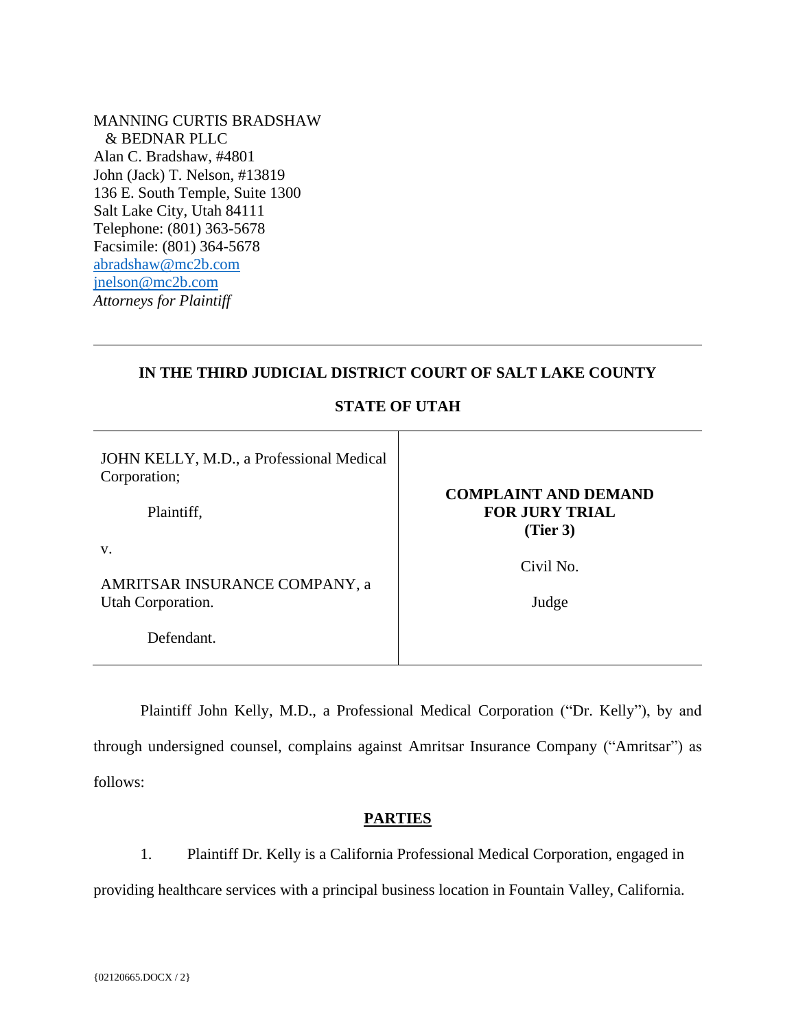MANNING CURTIS BRADSHAW
& BEDNAR PLLC
Alan C. Bradshaw, #4801
John (Jack) T. Nelson, #13819
136 E. South Temple, Suite 1300
Salt Lake City, Utah 84111
Telephone: (801) 363-5678
Facsimile: (801) 364-5678
abradshaw@mc2b.com
jnelson@mc2b.com
*Attorneys for Plaintiff*

---

**IN THE THIRD JUDICIAL DISTRICT COURT OF SALT LAKE COUNTY**

**STATE OF UTAH**

| | |
|---|---|
| JOHN KELLY, M.D., a Professional Medical Corporation;<br><br>Plaintiff,<br><br>v.<br><br>AMRITSAR INSURANCE COMPANY, a Utah Corporation.<br><br>Defendant. | **COMPLAINT AND DEMAND FOR JURY TRIAL (Tier 3)**<br><br>Civil No.<br><br>Judge |

Plaintiff John Kelly, M.D., a Professional Medical Corporation ("Dr. Kelly"), by and through undersigned counsel, complains against Amritsar Insurance Company ("Amritsar") as follows:

## PARTIES

1. Plaintiff Dr. Kelly is a California Professional Medical Corporation, engaged in providing healthcare services with a principal business location in Fountain Valley, California.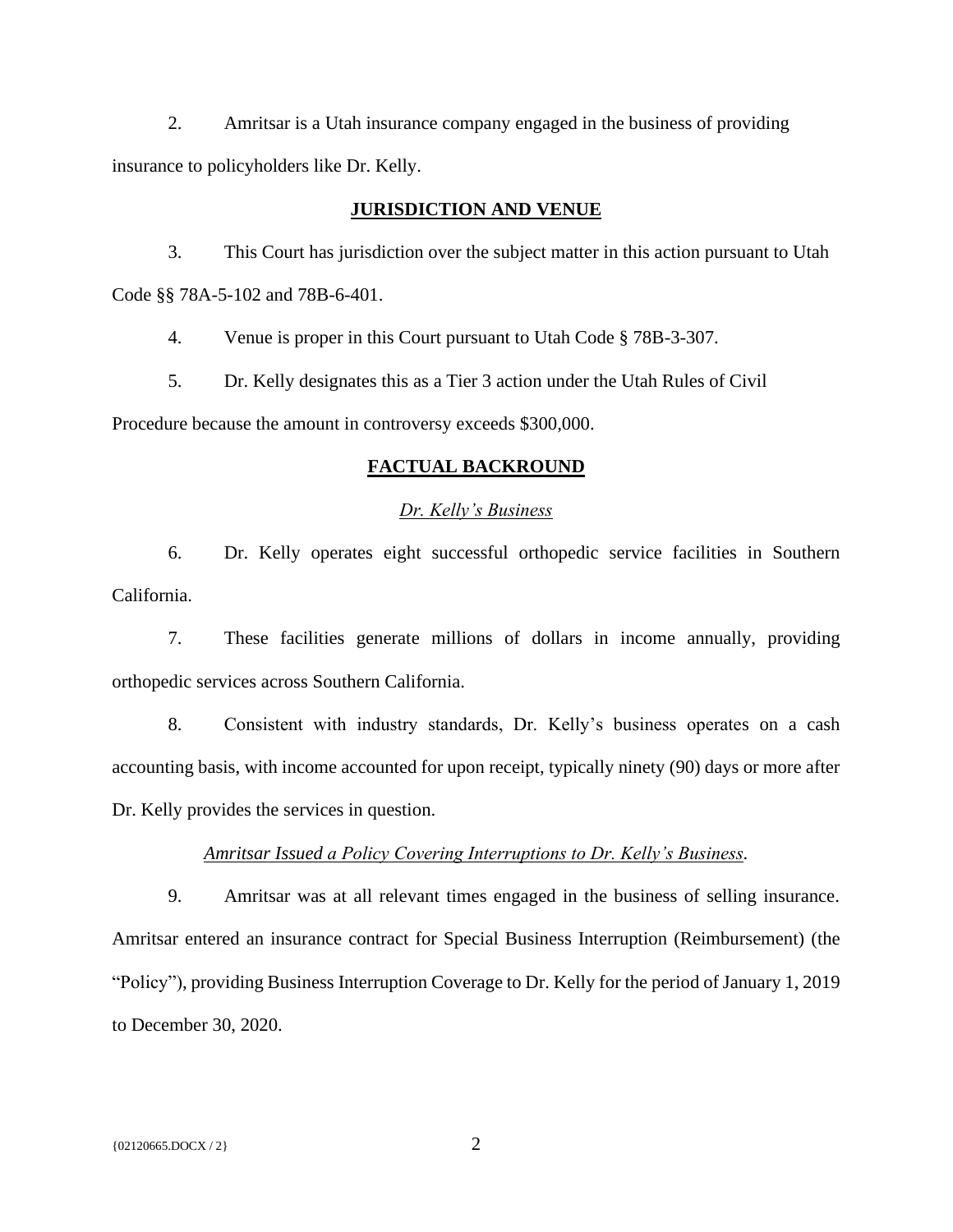2. Amritsar is a Utah insurance company engaged in the business of providing insurance to policyholders like Dr. Kelly.

## JURISDICTION AND VENUE

3. This Court has jurisdiction over the subject matter in this action pursuant to Utah Code §§ 78A-5-102 and 78B-6-401.

4. Venue is proper in this Court pursuant to Utah Code § 78B-3-307.

5. Dr. Kelly designates this as a Tier 3 action under the Utah Rules of Civil Procedure because the amount in controversy exceeds $300,000.

## FACTUAL BACKROUND

### *Dr. Kelly's Business*

6. Dr. Kelly operates eight successful orthopedic service facilities in Southern California.

7. These facilities generate millions of dollars in income annually, providing orthopedic services across Southern California.

8. Consistent with industry standards, Dr. Kelly's business operates on a cash accounting basis, with income accounted for upon receipt, typically ninety (90) days or more after Dr. Kelly provides the services in question.

### *Amritsar Issued a Policy Covering Interruptions to Dr. Kelly's Business.*

9. Amritsar was at all relevant times engaged in the business of selling insurance. Amritsar entered an insurance contract for Special Business Interruption (Reimbursement) (the "Policy"), providing Business Interruption Coverage to Dr. Kelly for the period of January 1, 2019 to December 30, 2020.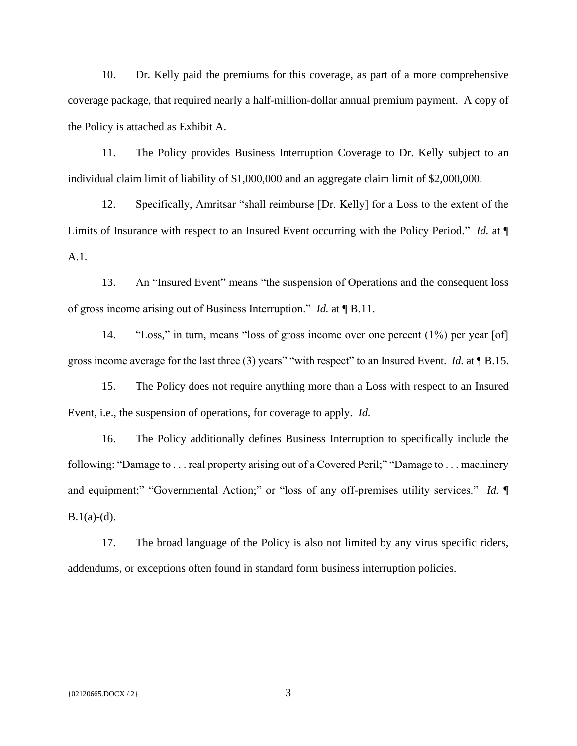10. Dr. Kelly paid the premiums for this coverage, as part of a more comprehensive coverage package, that required nearly a half-million-dollar annual premium payment. A copy of the Policy is attached as Exhibit A.

11. The Policy provides Business Interruption Coverage to Dr. Kelly subject to an individual claim limit of liability of $1,000,000 and an aggregate claim limit of $2,000,000.

12. Specifically, Amritsar "shall reimburse [Dr. Kelly] for a Loss to the extent of the Limits of Insurance with respect to an Insured Event occurring with the Policy Period." *Id.* at ¶ A.1.

13. An "Insured Event" means "the suspension of Operations and the consequent loss of gross income arising out of Business Interruption." *Id.* at ¶ B.11.

14. "Loss," in turn, means "loss of gross income over one percent (1%) per year [of] gross income average for the last three (3) years" "with respect" to an Insured Event. *Id.* at ¶ B.15.

15. The Policy does not require anything more than a Loss with respect to an Insured Event, i.e., the suspension of operations, for coverage to apply. *Id.*

16. The Policy additionally defines Business Interruption to specifically include the following: "Damage to . . . real property arising out of a Covered Peril;" "Damage to . . . machinery and equipment;" "Governmental Action;" or "loss of any off-premises utility services." *Id.* ¶ B.1(a)-(d).

17. The broad language of the Policy is also not limited by any virus specific riders, addendums, or exceptions often found in standard form business interruption policies.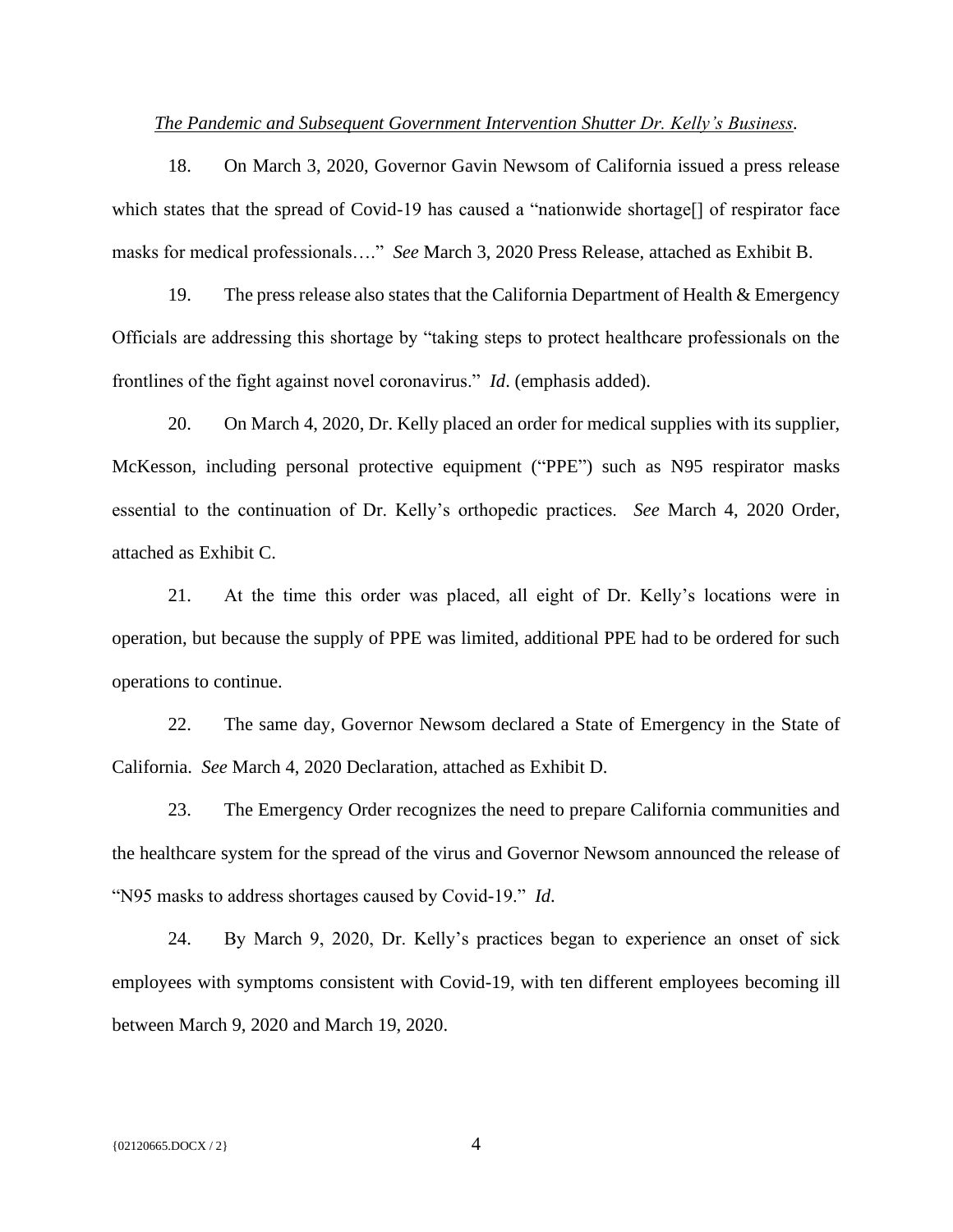*The Pandemic and Subsequent Government Intervention Shutter Dr. Kelly's Business.*

18. On March 3, 2020, Governor Gavin Newsom of California issued a press release which states that the spread of Covid-19 has caused a "nationwide shortage[] of respirator face masks for medical professionals…." *See* March 3, 2020 Press Release, attached as Exhibit B.

19. The press release also states that the California Department of Health & Emergency Officials are addressing this shortage by "taking steps to protect healthcare professionals on the frontlines of the fight against novel coronavirus." *Id*. (emphasis added).

20. On March 4, 2020, Dr. Kelly placed an order for medical supplies with its supplier, McKesson, including personal protective equipment ("PPE") such as N95 respirator masks essential to the continuation of Dr. Kelly's orthopedic practices. *See* March 4, 2020 Order, attached as Exhibit C.

21. At the time this order was placed, all eight of Dr. Kelly's locations were in operation, but because the supply of PPE was limited, additional PPE had to be ordered for such operations to continue.

22. The same day, Governor Newsom declared a State of Emergency in the State of California. *See* March 4, 2020 Declaration, attached as Exhibit D.

23. The Emergency Order recognizes the need to prepare California communities and the healthcare system for the spread of the virus and Governor Newsom announced the release of "N95 masks to address shortages caused by Covid-19." *Id*.

24. By March 9, 2020, Dr. Kelly's practices began to experience an onset of sick employees with symptoms consistent with Covid-19, with ten different employees becoming ill between March 9, 2020 and March 19, 2020.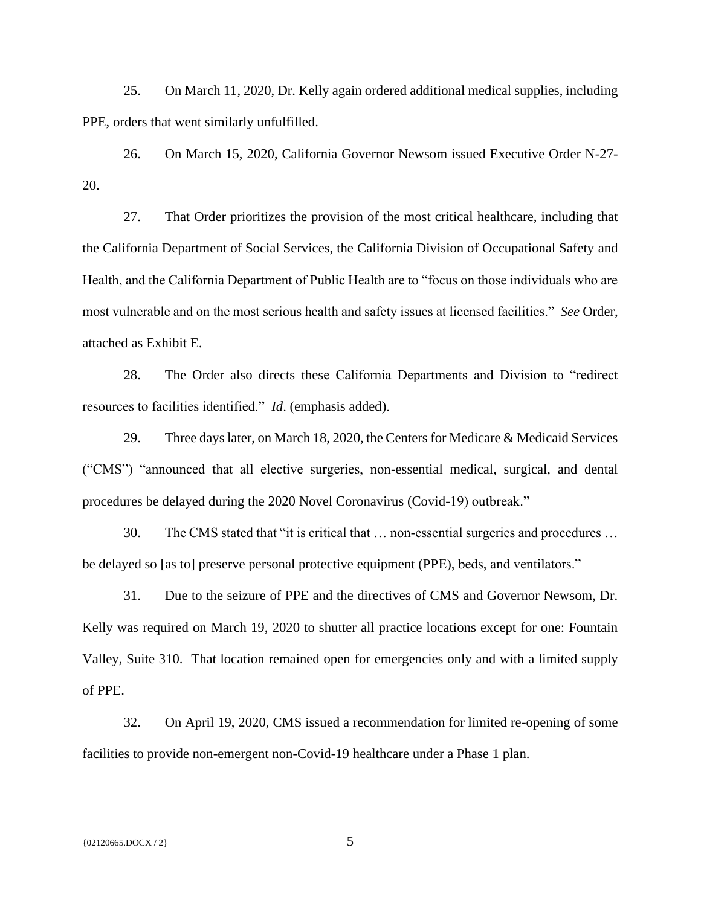25. On March 11, 2020, Dr. Kelly again ordered additional medical supplies, including PPE, orders that went similarly unfulfilled.

26. On March 15, 2020, California Governor Newsom issued Executive Order N-27-20.

27. That Order prioritizes the provision of the most critical healthcare, including that the California Department of Social Services, the California Division of Occupational Safety and Health, and the California Department of Public Health are to "focus on those individuals who are most vulnerable and on the most serious health and safety issues at licensed facilities." *See* Order, attached as Exhibit E.

28. The Order also directs these California Departments and Division to "redirect resources to facilities identified." *Id*. (emphasis added).

29. Three days later, on March 18, 2020, the Centers for Medicare & Medicaid Services ("CMS") "announced that all elective surgeries, non-essential medical, surgical, and dental procedures be delayed during the 2020 Novel Coronavirus (Covid-19) outbreak."

30. The CMS stated that "it is critical that … non-essential surgeries and procedures … be delayed so [as to] preserve personal protective equipment (PPE), beds, and ventilators."

31. Due to the seizure of PPE and the directives of CMS and Governor Newsom, Dr. Kelly was required on March 19, 2020 to shutter all practice locations except for one: Fountain Valley, Suite 310. That location remained open for emergencies only and with a limited supply of PPE.

32. On April 19, 2020, CMS issued a recommendation for limited re-opening of some facilities to provide non-emergent non-Covid-19 healthcare under a Phase 1 plan.

{02120665.DOCX / 2}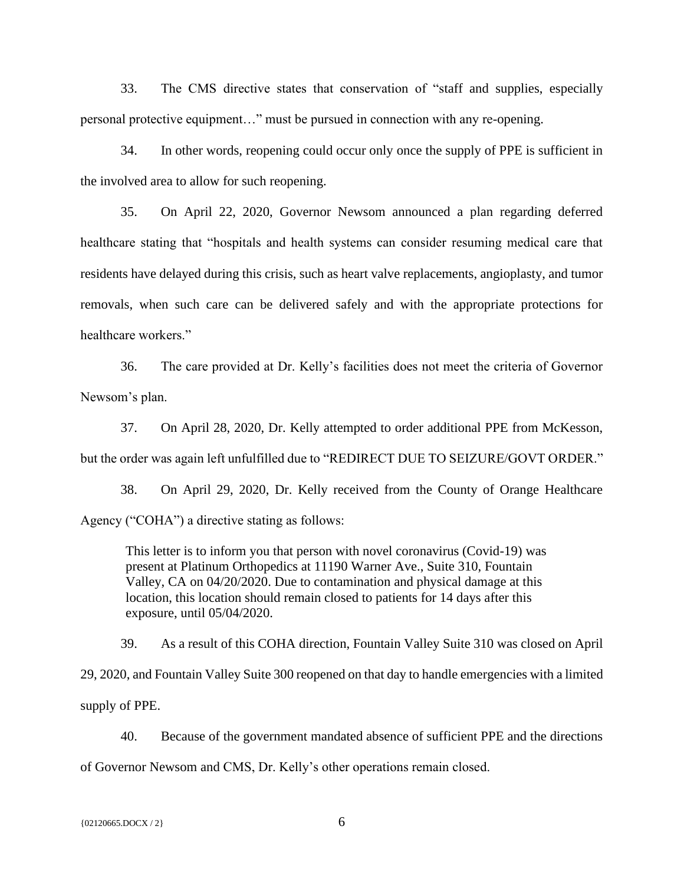33. The CMS directive states that conservation of "staff and supplies, especially personal protective equipment…" must be pursued in connection with any re-opening.

34. In other words, reopening could occur only once the supply of PPE is sufficient in the involved area to allow for such reopening.

35. On April 22, 2020, Governor Newsom announced a plan regarding deferred healthcare stating that "hospitals and health systems can consider resuming medical care that residents have delayed during this crisis, such as heart valve replacements, angioplasty, and tumor removals, when such care can be delivered safely and with the appropriate protections for healthcare workers."

36. The care provided at Dr. Kelly's facilities does not meet the criteria of Governor Newsom's plan.

37. On April 28, 2020, Dr. Kelly attempted to order additional PPE from McKesson, but the order was again left unfulfilled due to "REDIRECT DUE TO SEIZURE/GOVT ORDER."

38. On April 29, 2020, Dr. Kelly received from the County of Orange Healthcare Agency ("COHA") a directive stating as follows:

> This letter is to inform you that person with novel coronavirus (Covid-19) was present at Platinum Orthopedics at 11190 Warner Ave., Suite 310, Fountain Valley, CA on 04/20/2020. Due to contamination and physical damage at this location, this location should remain closed to patients for 14 days after this exposure, until 05/04/2020.

39. As a result of this COHA direction, Fountain Valley Suite 310 was closed on April 29, 2020, and Fountain Valley Suite 300 reopened on that day to handle emergencies with a limited supply of PPE.

40. Because of the government mandated absence of sufficient PPE and the directions of Governor Newsom and CMS, Dr. Kelly's other operations remain closed.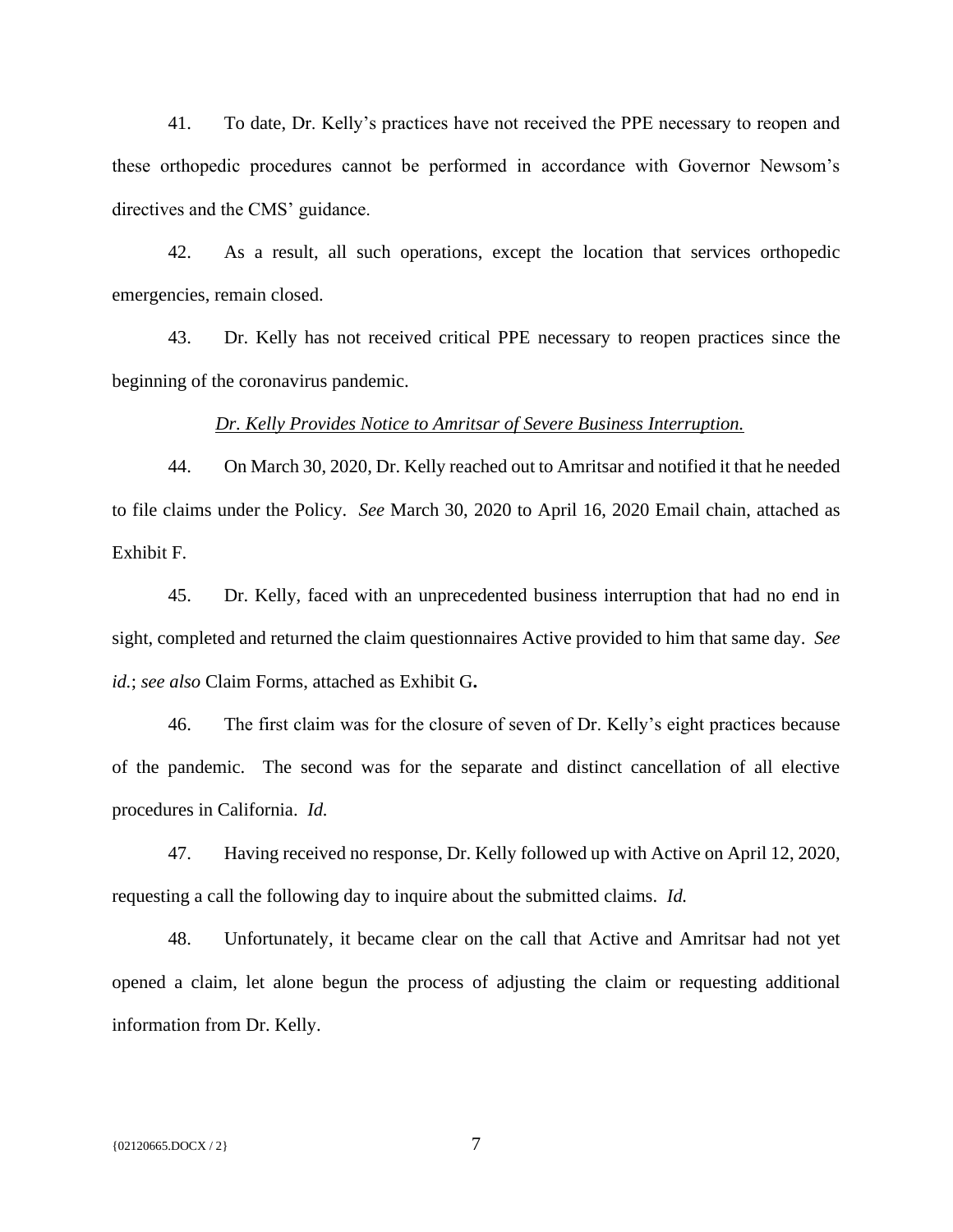41. To date, Dr. Kelly's practices have not received the PPE necessary to reopen and these orthopedic procedures cannot be performed in accordance with Governor Newsom's directives and the CMS' guidance.

42. As a result, all such operations, except the location that services orthopedic emergencies, remain closed.

43. Dr. Kelly has not received critical PPE necessary to reopen practices since the beginning of the coronavirus pandemic.

*Dr. Kelly Provides Notice to Amritsar of Severe Business Interruption.*

44. On March 30, 2020, Dr. Kelly reached out to Amritsar and notified it that he needed to file claims under the Policy. *See* March 30, 2020 to April 16, 2020 Email chain, attached as Exhibit F.

45. Dr. Kelly, faced with an unprecedented business interruption that had no end in sight, completed and returned the claim questionnaires Active provided to him that same day. *See id.*; *see also* Claim Forms, attached as Exhibit G**.**

46. The first claim was for the closure of seven of Dr. Kelly's eight practices because of the pandemic. The second was for the separate and distinct cancellation of all elective procedures in California. *Id.*

47. Having received no response, Dr. Kelly followed up with Active on April 12, 2020, requesting a call the following day to inquire about the submitted claims. *Id.*

48. Unfortunately, it became clear on the call that Active and Amritsar had not yet opened a claim, let alone begun the process of adjusting the claim or requesting additional information from Dr. Kelly.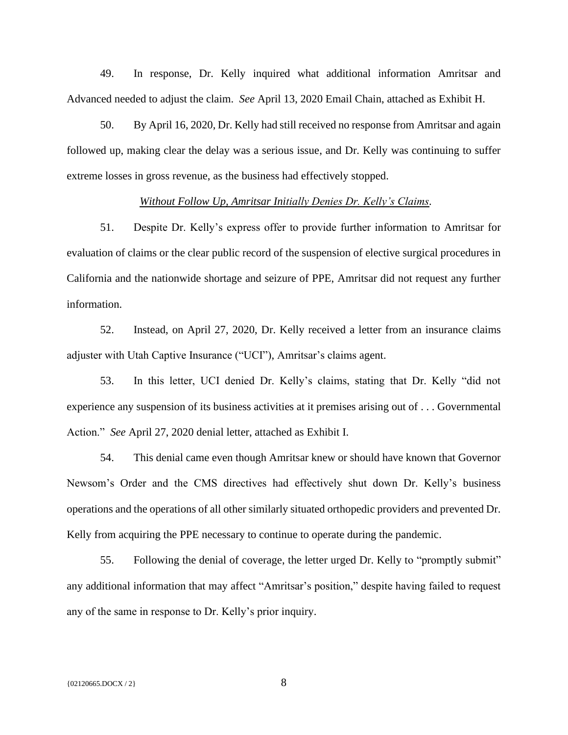49. In response, Dr. Kelly inquired what additional information Amritsar and Advanced needed to adjust the claim. *See* April 13, 2020 Email Chain, attached as Exhibit H.

50. By April 16, 2020, Dr. Kelly had still received no response from Amritsar and again followed up, making clear the delay was a serious issue, and Dr. Kelly was continuing to suffer extreme losses in gross revenue, as the business had effectively stopped.

*Without Follow Up, Amritsar Initially Denies Dr. Kelly's Claims*.

51. Despite Dr. Kelly's express offer to provide further information to Amritsar for evaluation of claims or the clear public record of the suspension of elective surgical procedures in California and the nationwide shortage and seizure of PPE, Amritsar did not request any further information.

52. Instead, on April 27, 2020, Dr. Kelly received a letter from an insurance claims adjuster with Utah Captive Insurance ("UCI"), Amritsar's claims agent.

53. In this letter, UCI denied Dr. Kelly's claims, stating that Dr. Kelly "did not experience any suspension of its business activities at it premises arising out of . . . Governmental Action." *See* April 27, 2020 denial letter, attached as Exhibit I.

54. This denial came even though Amritsar knew or should have known that Governor Newsom's Order and the CMS directives had effectively shut down Dr. Kelly's business operations and the operations of all other similarly situated orthopedic providers and prevented Dr. Kelly from acquiring the PPE necessary to continue to operate during the pandemic.

55. Following the denial of coverage, the letter urged Dr. Kelly to "promptly submit" any additional information that may affect "Amritsar's position," despite having failed to request any of the same in response to Dr. Kelly's prior inquiry.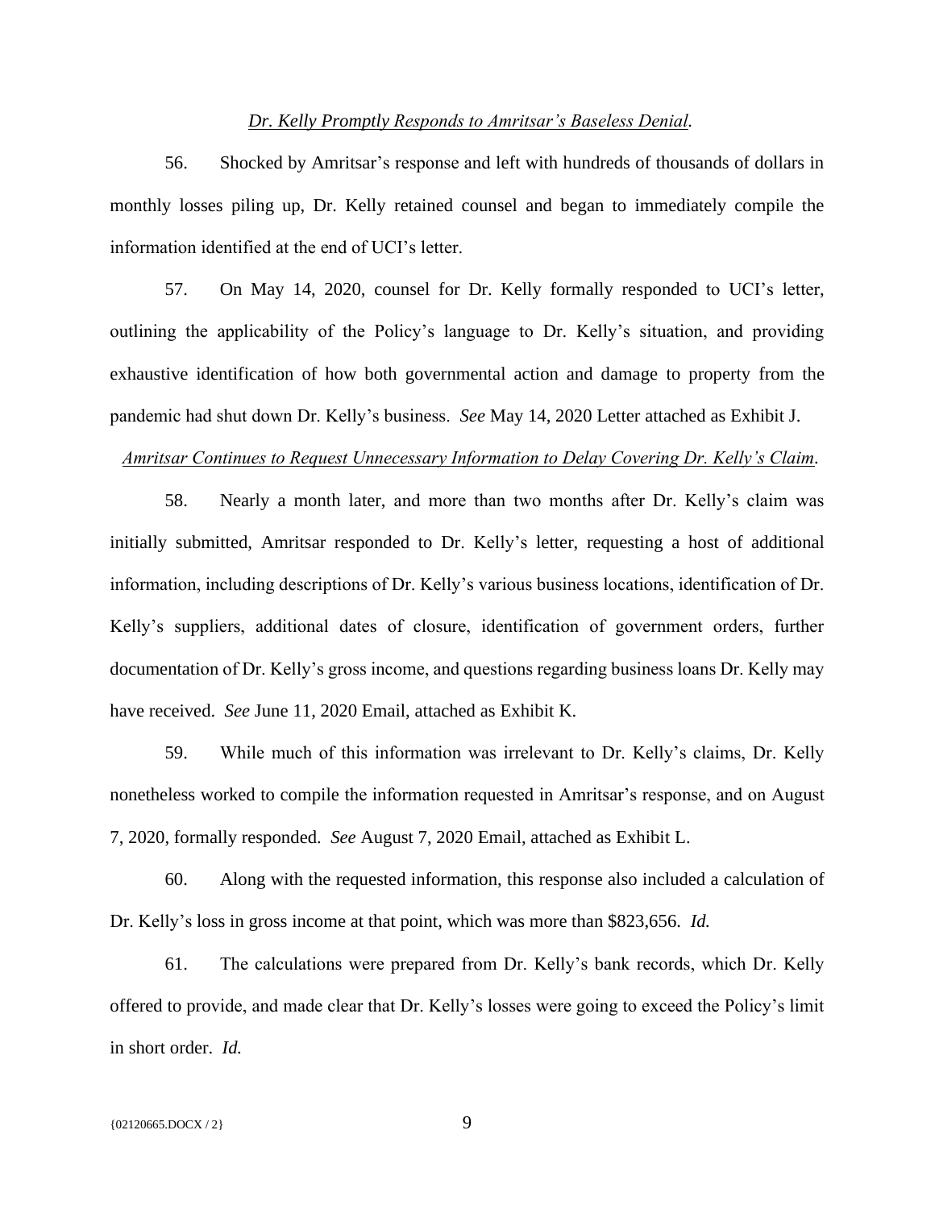*Dr. Kelly Promptly Responds to Amritsar's Baseless Denial.*

56. Shocked by Amritsar's response and left with hundreds of thousands of dollars in monthly losses piling up, Dr. Kelly retained counsel and began to immediately compile the information identified at the end of UCI's letter.

57. On May 14, 2020, counsel for Dr. Kelly formally responded to UCI's letter, outlining the applicability of the Policy's language to Dr. Kelly's situation, and providing exhaustive identification of how both governmental action and damage to property from the pandemic had shut down Dr. Kelly's business. *See* May 14, 2020 Letter attached as Exhibit J.

*Amritsar Continues to Request Unnecessary Information to Delay Covering Dr. Kelly's Claim.*

58. Nearly a month later, and more than two months after Dr. Kelly's claim was initially submitted, Amritsar responded to Dr. Kelly's letter, requesting a host of additional information, including descriptions of Dr. Kelly's various business locations, identification of Dr. Kelly's suppliers, additional dates of closure, identification of government orders, further documentation of Dr. Kelly's gross income, and questions regarding business loans Dr. Kelly may have received. *See* June 11, 2020 Email, attached as Exhibit K.

59. While much of this information was irrelevant to Dr. Kelly's claims, Dr. Kelly nonetheless worked to compile the information requested in Amritsar's response, and on August 7, 2020, formally responded. *See* August 7, 2020 Email, attached as Exhibit L.

60. Along with the requested information, this response also included a calculation of Dr. Kelly's loss in gross income at that point, which was more than $823,656. *Id.*

61. The calculations were prepared from Dr. Kelly's bank records, which Dr. Kelly offered to provide, and made clear that Dr. Kelly's losses were going to exceed the Policy's limit in short order. *Id.*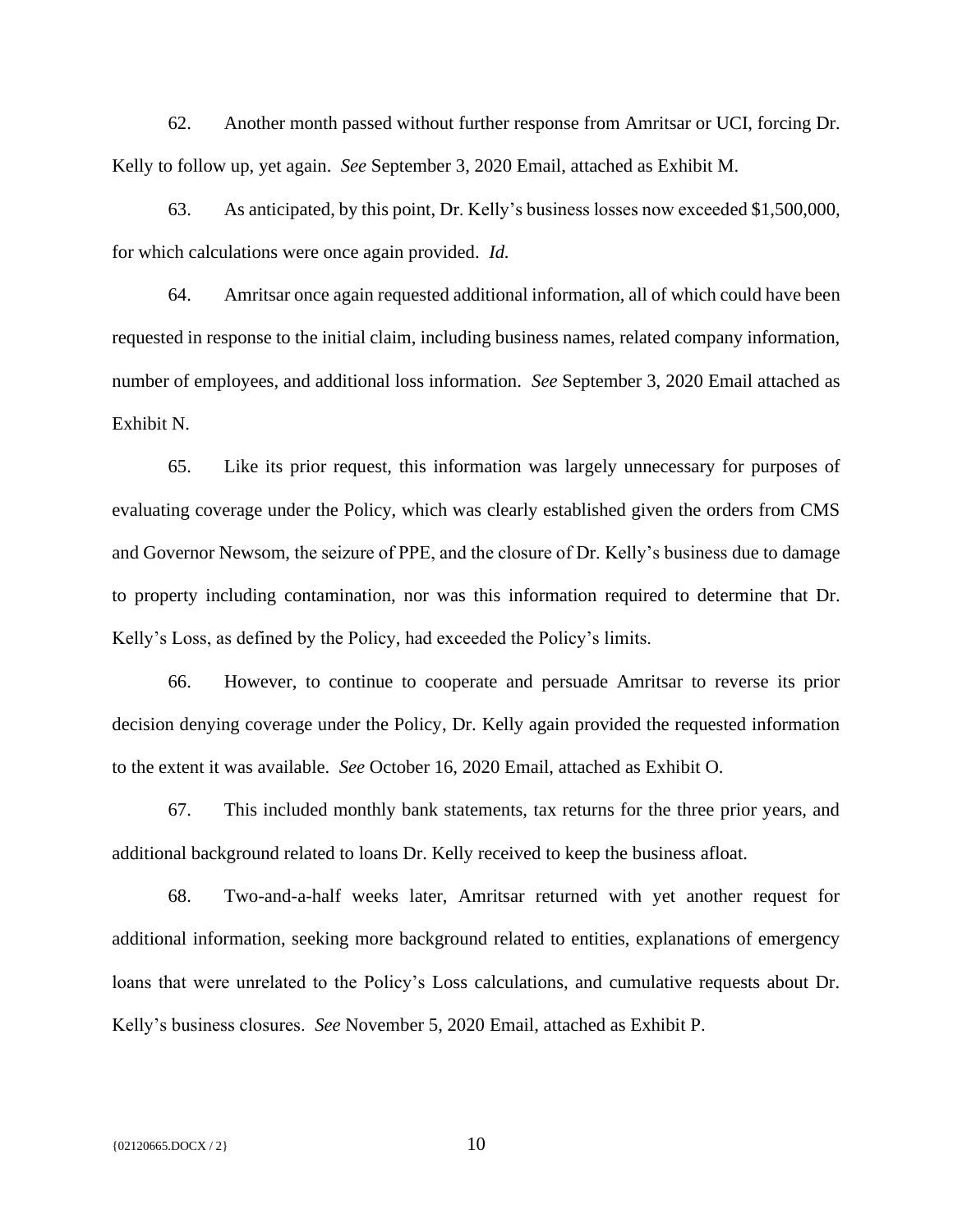62. Another month passed without further response from Amritsar or UCI, forcing Dr. Kelly to follow up, yet again. *See* September 3, 2020 Email, attached as Exhibit M.

63. As anticipated, by this point, Dr. Kelly's business losses now exceeded $1,500,000, for which calculations were once again provided. *Id.*

64. Amritsar once again requested additional information, all of which could have been requested in response to the initial claim, including business names, related company information, number of employees, and additional loss information. *See* September 3, 2020 Email attached as Exhibit N.

65. Like its prior request, this information was largely unnecessary for purposes of evaluating coverage under the Policy, which was clearly established given the orders from CMS and Governor Newsom, the seizure of PPE, and the closure of Dr. Kelly's business due to damage to property including contamination, nor was this information required to determine that Dr. Kelly's Loss, as defined by the Policy, had exceeded the Policy's limits.

66. However, to continue to cooperate and persuade Amritsar to reverse its prior decision denying coverage under the Policy, Dr. Kelly again provided the requested information to the extent it was available. *See* October 16, 2020 Email, attached as Exhibit O.

67. This included monthly bank statements, tax returns for the three prior years, and additional background related to loans Dr. Kelly received to keep the business afloat.

68. Two-and-a-half weeks later, Amritsar returned with yet another request for additional information, seeking more background related to entities, explanations of emergency loans that were unrelated to the Policy's Loss calculations, and cumulative requests about Dr. Kelly's business closures. *See* November 5, 2020 Email, attached as Exhibit P.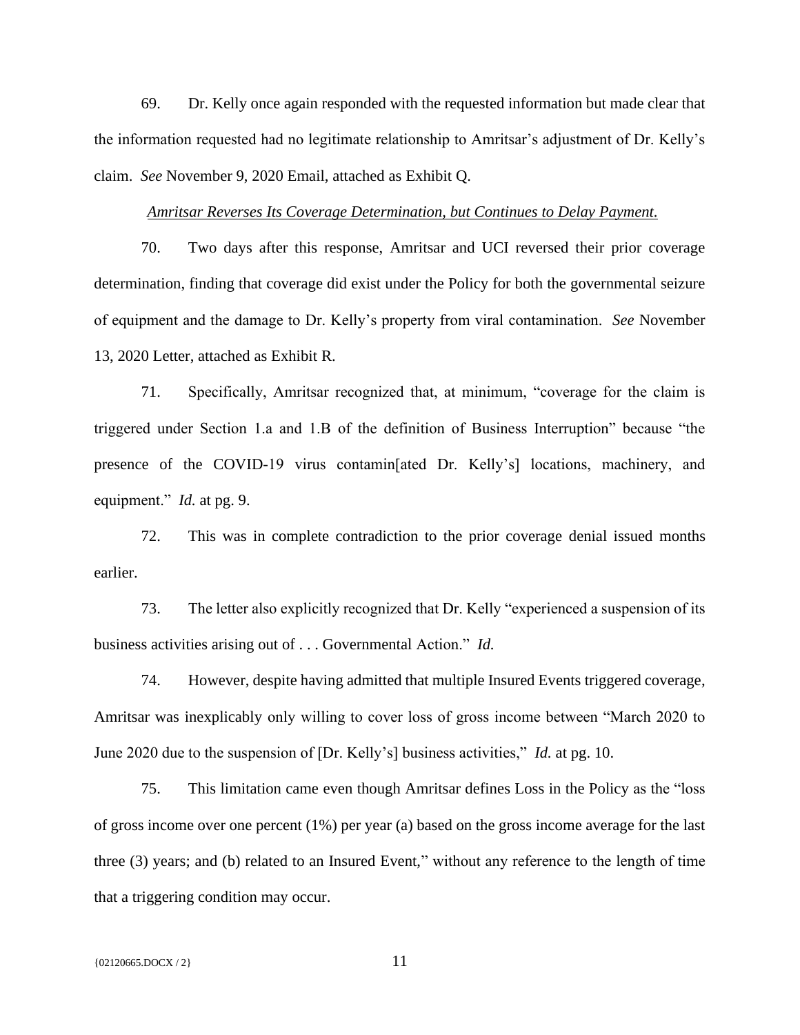69. Dr. Kelly once again responded with the requested information but made clear that the information requested had no legitimate relationship to Amritsar's adjustment of Dr. Kelly's claim. *See* November 9, 2020 Email, attached as Exhibit Q.

*Amritsar Reverses Its Coverage Determination, but Continues to Delay Payment.*

70. Two days after this response, Amritsar and UCI reversed their prior coverage determination, finding that coverage did exist under the Policy for both the governmental seizure of equipment and the damage to Dr. Kelly's property from viral contamination. *See* November 13, 2020 Letter, attached as Exhibit R.

71. Specifically, Amritsar recognized that, at minimum, "coverage for the claim is triggered under Section 1.a and 1.B of the definition of Business Interruption" because "the presence of the COVID-19 virus contamin[ated Dr. Kelly's] locations, machinery, and equipment." *Id.* at pg. 9.

72. This was in complete contradiction to the prior coverage denial issued months earlier.

73. The letter also explicitly recognized that Dr. Kelly "experienced a suspension of its business activities arising out of . . . Governmental Action." *Id.*

74. However, despite having admitted that multiple Insured Events triggered coverage, Amritsar was inexplicably only willing to cover loss of gross income between "March 2020 to June 2020 due to the suspension of [Dr. Kelly's] business activities," *Id.* at pg. 10.

75. This limitation came even though Amritsar defines Loss in the Policy as the "loss of gross income over one percent (1%) per year (a) based on the gross income average for the last three (3) years; and (b) related to an Insured Event," without any reference to the length of time that a triggering condition may occur.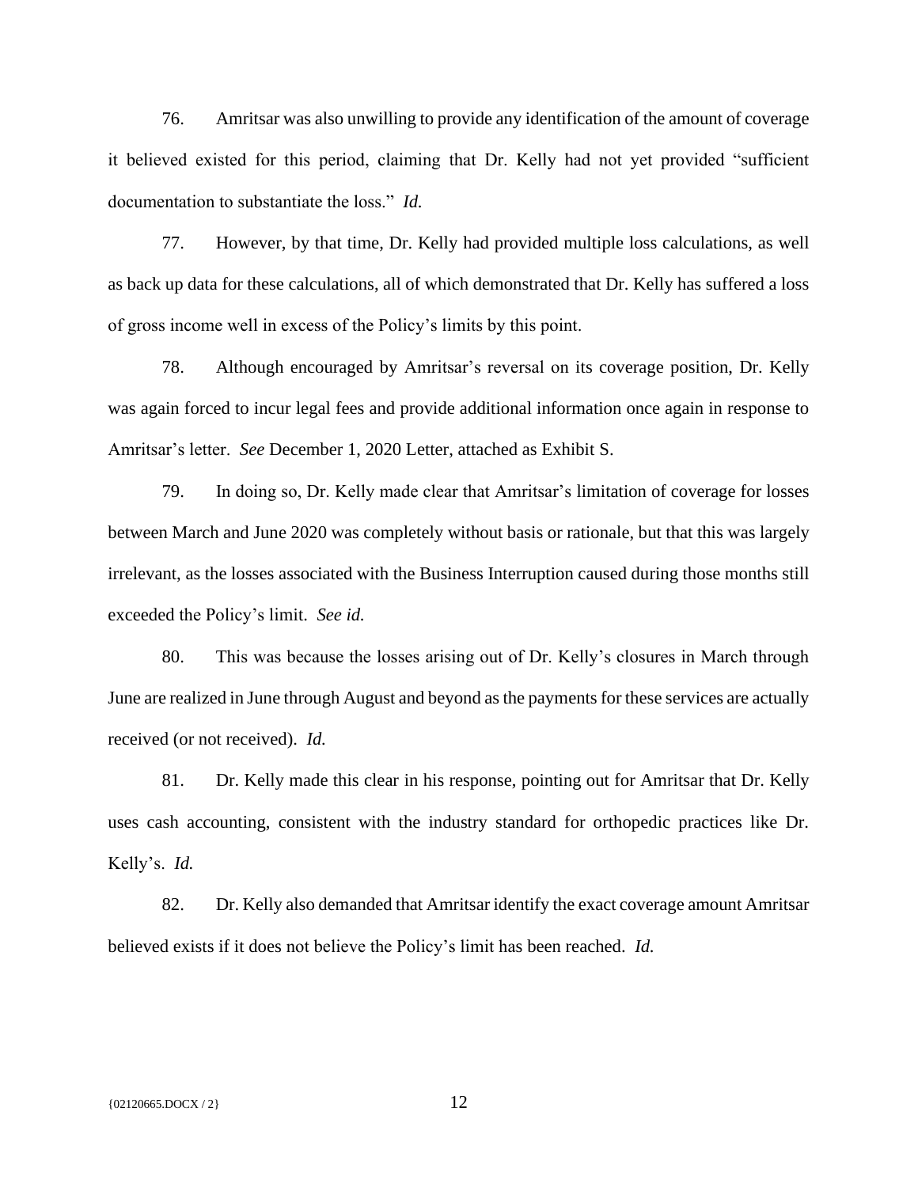76. Amritsar was also unwilling to provide any identification of the amount of coverage it believed existed for this period, claiming that Dr. Kelly had not yet provided "sufficient documentation to substantiate the loss." *Id.*

77. However, by that time, Dr. Kelly had provided multiple loss calculations, as well as back up data for these calculations, all of which demonstrated that Dr. Kelly has suffered a loss of gross income well in excess of the Policy's limits by this point.

78. Although encouraged by Amritsar's reversal on its coverage position, Dr. Kelly was again forced to incur legal fees and provide additional information once again in response to Amritsar's letter. *See* December 1, 2020 Letter, attached as Exhibit S.

79. In doing so, Dr. Kelly made clear that Amritsar's limitation of coverage for losses between March and June 2020 was completely without basis or rationale, but that this was largely irrelevant, as the losses associated with the Business Interruption caused during those months still exceeded the Policy's limit. *See id.*

80. This was because the losses arising out of Dr. Kelly's closures in March through June are realized in June through August and beyond as the payments for these services are actually received (or not received). *Id.*

81. Dr. Kelly made this clear in his response, pointing out for Amritsar that Dr. Kelly uses cash accounting, consistent with the industry standard for orthopedic practices like Dr. Kelly's. *Id.*

82. Dr. Kelly also demanded that Amritsar identify the exact coverage amount Amritsar believed exists if it does not believe the Policy's limit has been reached. *Id.*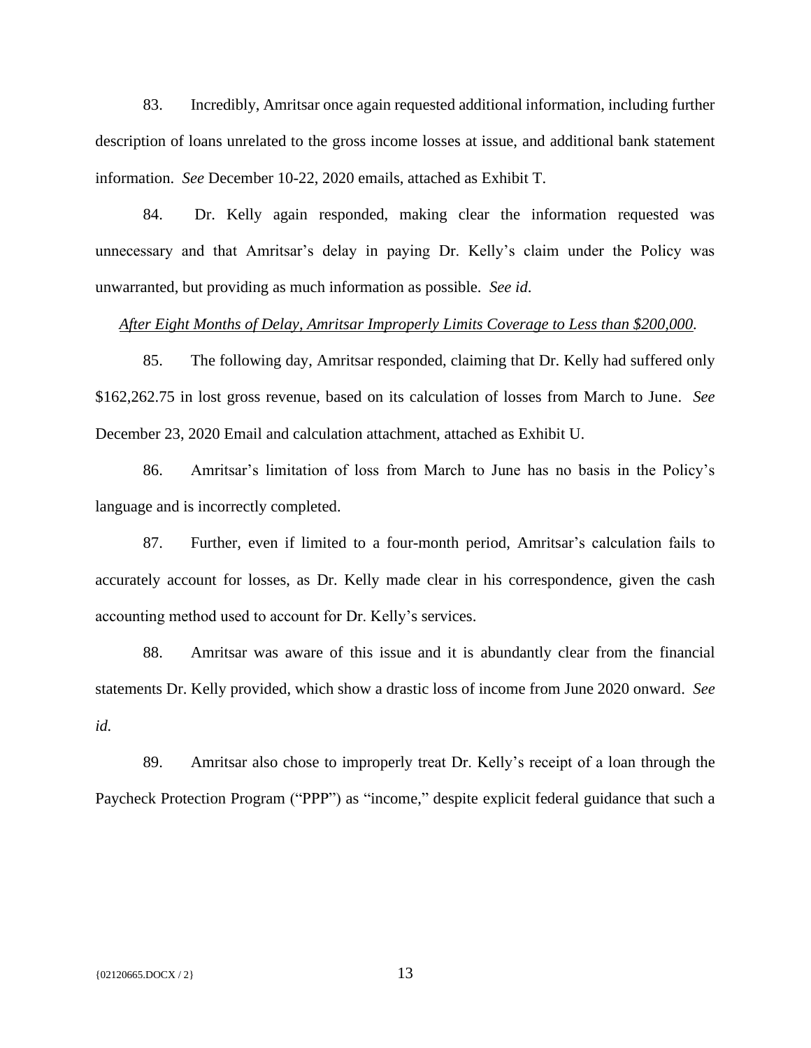83. Incredibly, Amritsar once again requested additional information, including further description of loans unrelated to the gross income losses at issue, and additional bank statement information. *See* December 10-22, 2020 emails, attached as Exhibit T.

84. Dr. Kelly again responded, making clear the information requested was unnecessary and that Amritsar's delay in paying Dr. Kelly's claim under the Policy was unwarranted, but providing as much information as possible. *See id*.

*After Eight Months of Delay, Amritsar Improperly Limits Coverage to Less than $200,000.*

85. The following day, Amritsar responded, claiming that Dr. Kelly had suffered only $162,262.75 in lost gross revenue, based on its calculation of losses from March to June. *See* December 23, 2020 Email and calculation attachment, attached as Exhibit U.

86. Amritsar's limitation of loss from March to June has no basis in the Policy's language and is incorrectly completed.

87. Further, even if limited to a four-month period, Amritsar's calculation fails to accurately account for losses, as Dr. Kelly made clear in his correspondence, given the cash accounting method used to account for Dr. Kelly's services.

88. Amritsar was aware of this issue and it is abundantly clear from the financial statements Dr. Kelly provided, which show a drastic loss of income from June 2020 onward. *See id.*

89. Amritsar also chose to improperly treat Dr. Kelly's receipt of a loan through the Paycheck Protection Program ("PPP") as "income," despite explicit federal guidance that such a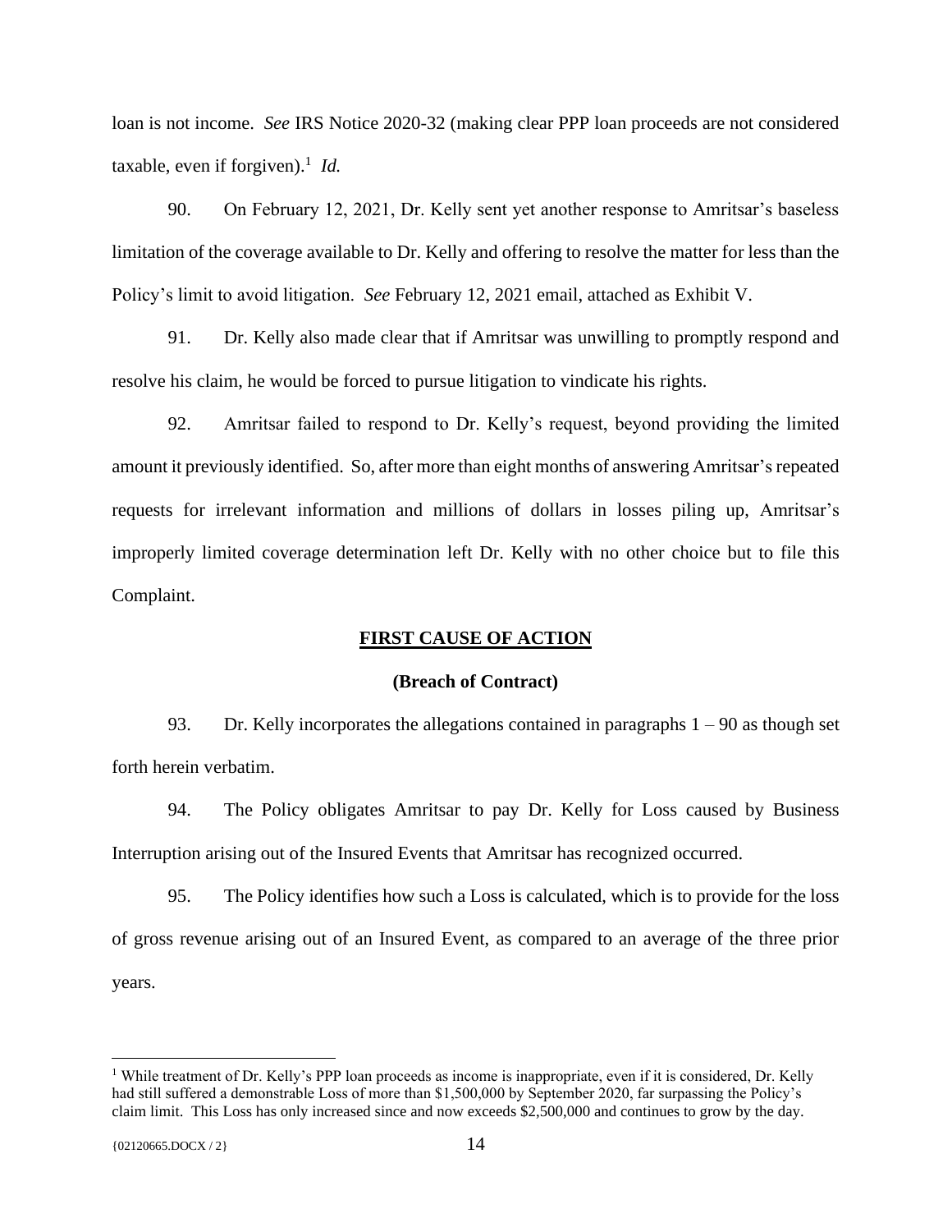loan is not income. *See* IRS Notice 2020-32 (making clear PPP loan proceeds are not considered taxable, even if forgiven).[1] *Id.*

90. On February 12, 2021, Dr. Kelly sent yet another response to Amritsar's baseless limitation of the coverage available to Dr. Kelly and offering to resolve the matter for less than the Policy's limit to avoid litigation. *See* February 12, 2021 email, attached as Exhibit V.

91. Dr. Kelly also made clear that if Amritsar was unwilling to promptly respond and resolve his claim, he would be forced to pursue litigation to vindicate his rights.

92. Amritsar failed to respond to Dr. Kelly's request, beyond providing the limited amount it previously identified. So, after more than eight months of answering Amritsar's repeated requests for irrelevant information and millions of dollars in losses piling up, Amritsar's improperly limited coverage determination left Dr. Kelly with no other choice but to file this Complaint.

**FIRST CAUSE OF ACTION**

**(Breach of Contract)**

93. Dr. Kelly incorporates the allegations contained in paragraphs 1 – 90 as though set forth herein verbatim.

94. The Policy obligates Amritsar to pay Dr. Kelly for Loss caused by Business Interruption arising out of the Insured Events that Amritsar has recognized occurred.

95. The Policy identifies how such a Loss is calculated, which is to provide for the loss of gross revenue arising out of an Insured Event, as compared to an average of the three prior years.

---

[1] While treatment of Dr. Kelly's PPP loan proceeds as income is inappropriate, even if it is considered, Dr. Kelly had still suffered a demonstrable Loss of more than $1,500,000 by September 2020, far surpassing the Policy's claim limit. This Loss has only increased since and now exceeds $2,500,000 and continues to grow by the day.

{02120665.DOCX / 2}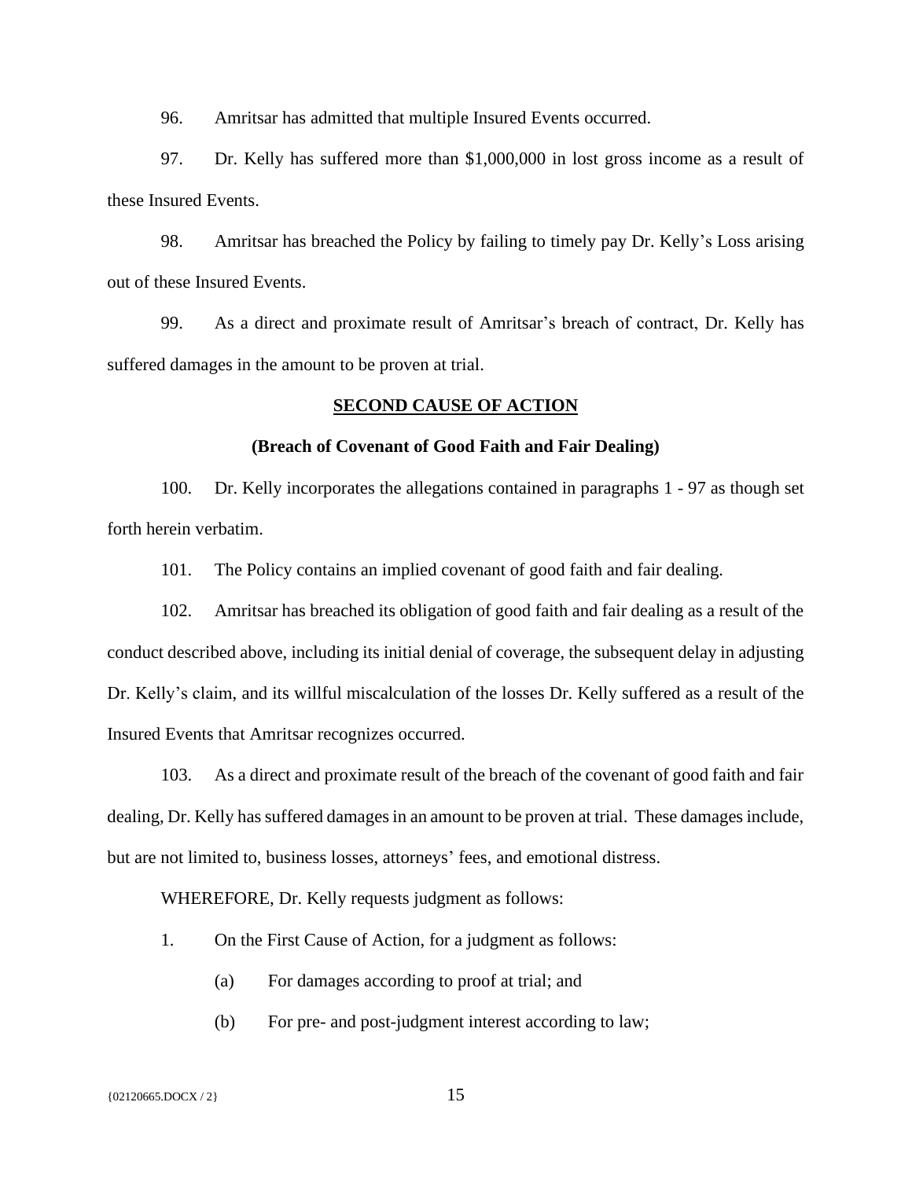96. Amritsar has admitted that multiple Insured Events occurred.

97. Dr. Kelly has suffered more than $1,000,000 in lost gross income as a result of these Insured Events.

98. Amritsar has breached the Policy by failing to timely pay Dr. Kelly's Loss arising out of these Insured Events.

99. As a direct and proximate result of Amritsar's breach of contract, Dr. Kelly has suffered damages in the amount to be proven at trial.

## SECOND CAUSE OF ACTION

### (Breach of Covenant of Good Faith and Fair Dealing)

100. Dr. Kelly incorporates the allegations contained in paragraphs 1 - 97 as though set forth herein verbatim.

101. The Policy contains an implied covenant of good faith and fair dealing.

102. Amritsar has breached its obligation of good faith and fair dealing as a result of the conduct described above, including its initial denial of coverage, the subsequent delay in adjusting Dr. Kelly's claim, and its willful miscalculation of the losses Dr. Kelly suffered as a result of the Insured Events that Amritsar recognizes occurred.

103. As a direct and proximate result of the breach of the covenant of good faith and fair dealing, Dr. Kelly has suffered damages in an amount to be proven at trial. These damages include, but are not limited to, business losses, attorneys' fees, and emotional distress.

WHEREFORE, Dr. Kelly requests judgment as follows:

1. On the First Cause of Action, for a judgment as follows:

   (a) For damages according to proof at trial; and

   (b) For pre- and post-judgment interest according to law;

{02120665.DOCX / 2}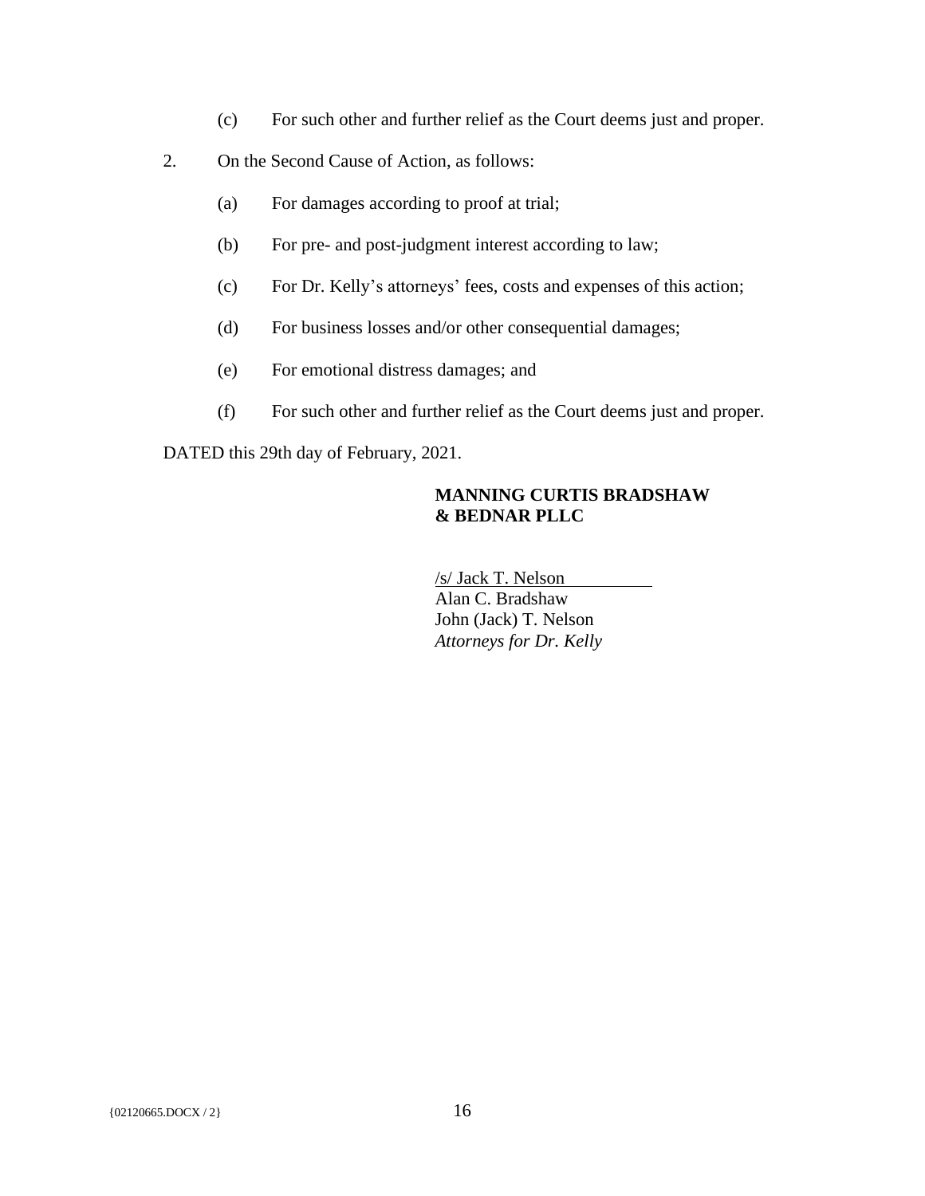(c) For such other and further relief as the Court deems just and proper.

2. On the Second Cause of Action, as follows:

(a) For damages according to proof at trial;

(b) For pre- and post-judgment interest according to law;

(c) For Dr. Kelly's attorneys' fees, costs and expenses of this action;

(d) For business losses and/or other consequential damages;

(e) For emotional distress damages; and

(f) For such other and further relief as the Court deems just and proper.

DATED this 29th day of February, 2021.

**MANNING CURTIS BRADSHAW & BEDNAR PLLC**

/s/ Jack T. Nelson
Alan C. Bradshaw
John (Jack) T. Nelson
*Attorneys for Dr. Kelly*

{02120665.DOCX / 2}